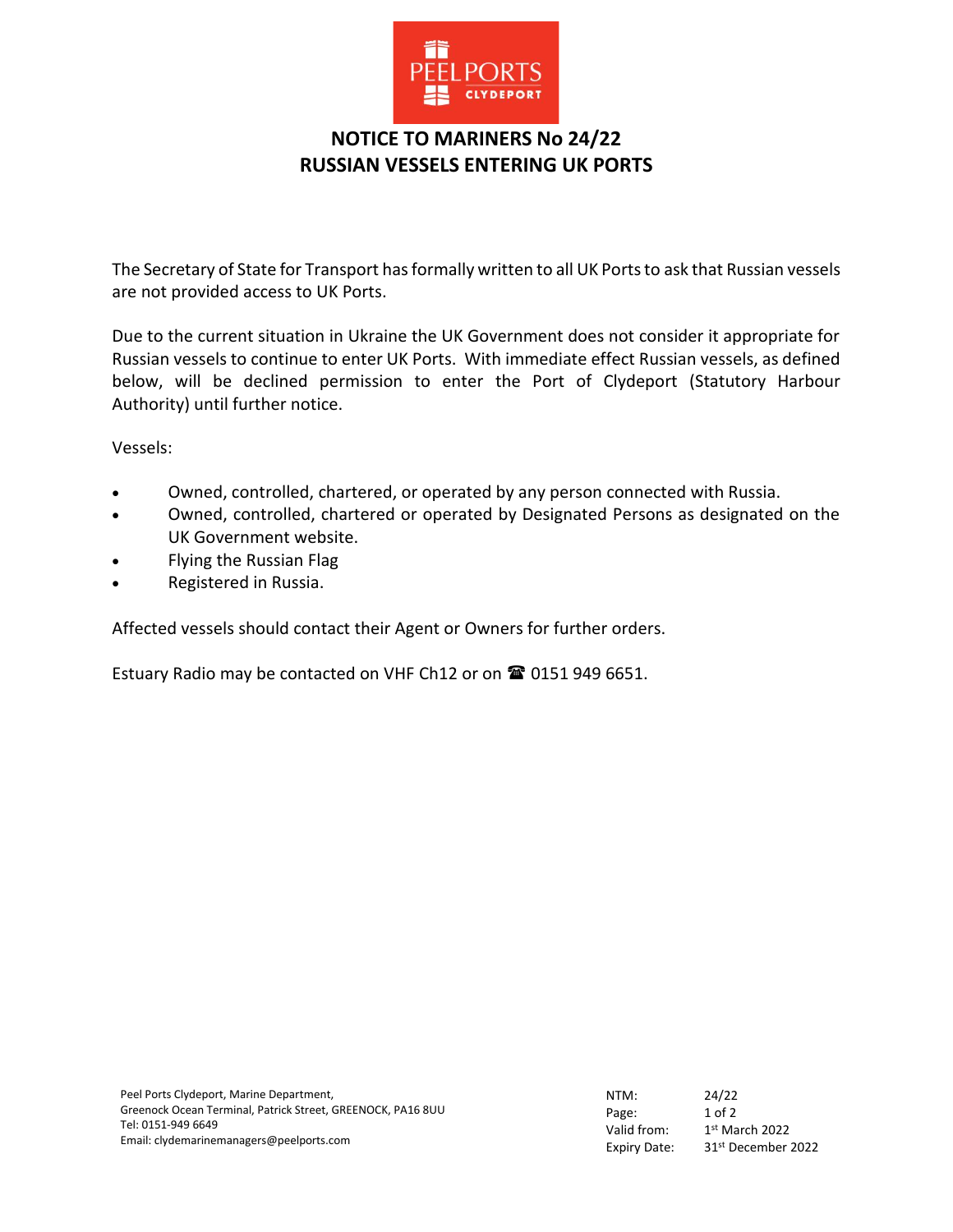# NOTICE TO MARINERS No 24/22
# RUSSIAN VESSELS ENTERING UK PORTS

The Secretary of State for Transport has formally written to all UK Ports to ask that Russian vessels are not provided access to UK Ports.

Due to the current situation in Ukraine the UK Government does not consider it appropriate for Russian vessels to continue to enter UK Ports. With immediate effect Russian vessels, as defined below, will be declined permission to enter the Port of Clydeport (Statutory Harbour Authority) until further notice.

Vessels:

- Owned, controlled, chartered, or operated by any person connected with Russia.
- Owned, controlled, chartered or operated by Designated Persons as designated on the UK Government website.
- Flying the Russian Flag
- Registered in Russia.

Affected vessels should contact their Agent or Owners for further orders.

Estuary Radio may be contacted on VHF Ch12 or on ☎ 0151 949 6651.

Peel Ports Clydeport, Marine Department,
Greenock Ocean Terminal, Patrick Street, GREENOCK, PA16 8UU
Tel: 0151-949 6649
Email: clydemarinemanagers@peelports.com

| | |
|---|---|
| NTM: | 24/22 |
| Valid from: | 1st March 2022 |
| Expiry Date: | 31st December 2022 |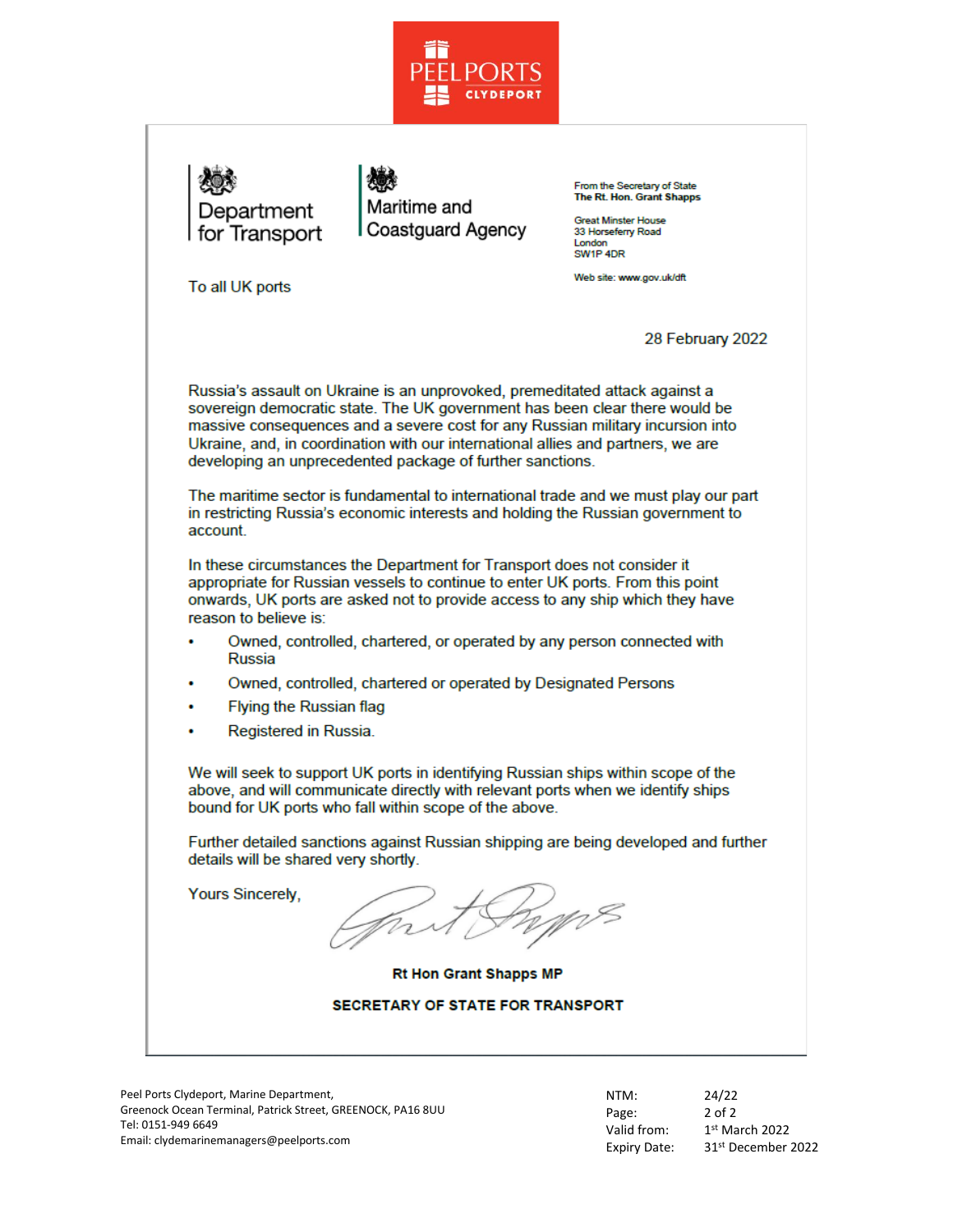Department for Transport

Maritime and Coastguard Agency

From the Secretary of State
**The Rt. Hon. Grant Shapps**

Great Minster House
33 Horseferry Road
London
SW1P 4DR

Web site: www.gov.uk/dft

To all UK ports

28 February 2022

Russia's assault on Ukraine is an unprovoked, premeditated attack against a sovereign democratic state. The UK government has been clear there would be massive consequences and a severe cost for any Russian military incursion into Ukraine, and, in coordination with our international allies and partners, we are developing an unprecedented package of further sanctions.

The maritime sector is fundamental to international trade and we must play our part in restricting Russia's economic interests and holding the Russian government to account.

In these circumstances the Department for Transport does not consider it appropriate for Russian vessels to continue to enter UK ports. From this point onwards, UK ports are asked not to provide access to any ship which they have reason to believe is:

- Owned, controlled, chartered, or operated by any person connected with Russia
- Owned, controlled, chartered or operated by Designated Persons
- Flying the Russian flag
- Registered in Russia.

We will seek to support UK ports in identifying Russian ships within scope of the above, and will communicate directly with relevant ports when we identify ships bound for UK ports who fall within scope of the above.

Further detailed sanctions against Russian shipping are being developed and further details will be shared very shortly.

Yours Sincerely,

**Rt Hon Grant Shapps MP**

**SECRETARY OF STATE FOR TRANSPORT**

Peel Ports Clydeport, Marine Department,
Greenock Ocean Terminal, Patrick Street, GREENOCK, PA16 8UU
Tel: 0151-949 6649
Email: clydemarinemanagers@peelports.com

| | |
|---|---|
| NTM: | 24/22 |
| Valid from: | 1st March 2022 |
| Expiry Date: | 31st December 2022 |